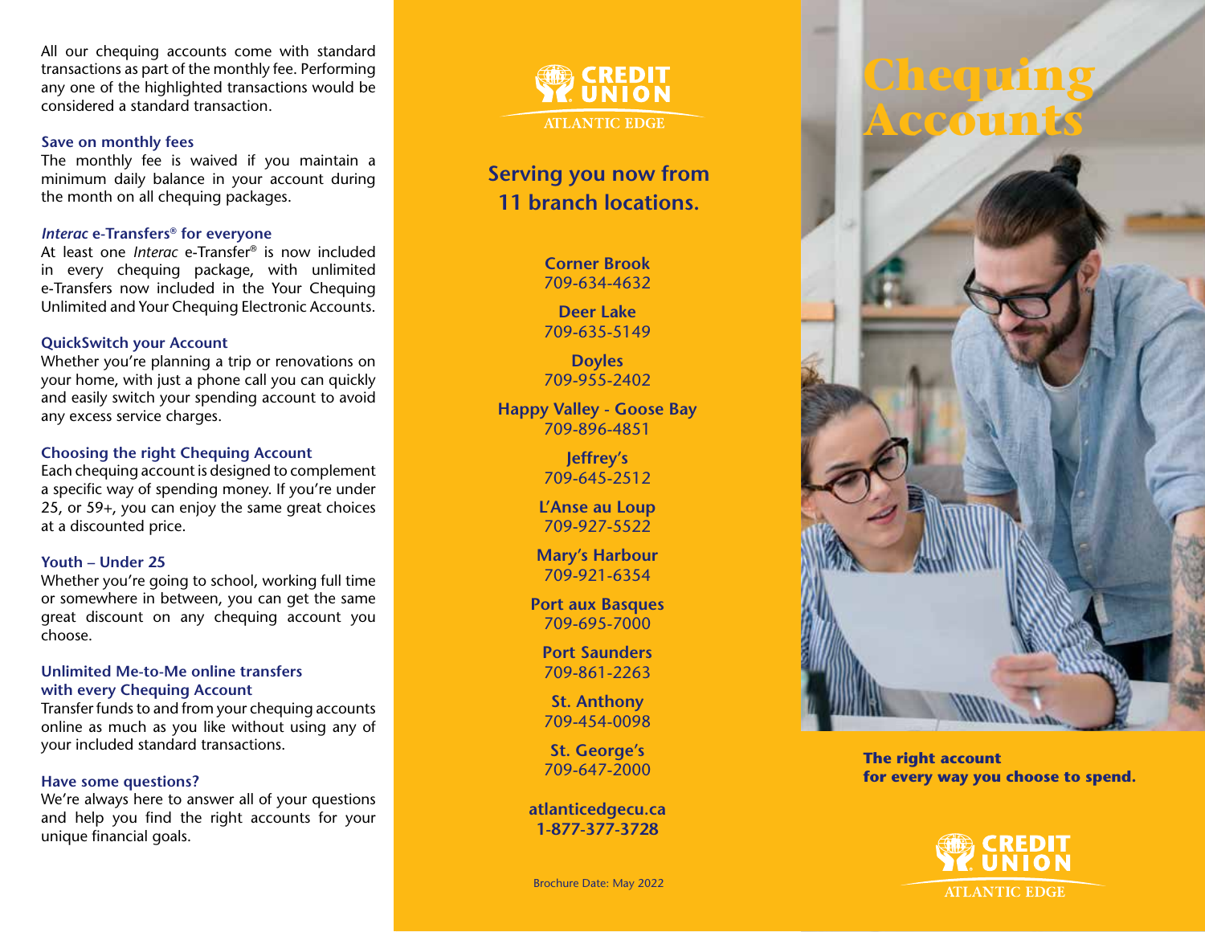All our chequing accounts come with standard transactions as part of the monthly fee. Performing any one of the highlighted transactions would be considered a standard transaction.

### Save on monthly fees

The monthly fee is waived if you maintain a minimum daily balance in your account during the month on all chequing packages.

### *Interac* e-Transfers® for everyone

At least one *Interac* e-Transfer® is now included in every chequing package, with unlimited e-Transfers now included in the Your Chequing Unlimited and Your Chequing Electronic Accounts.

### QuickSwitch your Account

Whether you're planning a trip or renovations on your home, with just a phone call you can quickly and easily switch your spending account to avoid any excess service charges.

### Choosing the right Chequing Account

Each chequing account is designed to complement a specific way of spending money. If you're under 25, or 59+, you can enjoy the same great choices at a discounted price.

### Youth – Under 25

Whether you're going to school, working full time or somewhere in between, you can get the same great discount on any chequing account you choose.

### Unlimited Me-to-Me online transfers with every Chequing Account

Transfer funds to and from your chequing accounts online as much as you like without using any of your included standard transactions.

### Have some questions?

We're always here to answer all of your questions and help you find the right accounts for your unique financial goals.

CREDIT UNION
ATLANTIC EDGE

## Serving you now from 11 branch locations.

**Corner Brook**
709-634-4632

**Deer Lake**
709-635-5149

**Doyles**
709-955-2402

**Happy Valley - Goose Bay**
709-896-4851

**Jeffrey's**
709-645-2512

**L'Anse au Loup**
709-927-5522

**Mary's Harbour**
709-921-6354

**Port aux Basques**
709-695-7000

**Port Saunders**
709-861-2263

**St. Anthony**
709-454-0098

**St. George's**
709-647-2000

**atlanticedgecu.ca**
**1-877-377-3728**

Brochure Date: May 2022

# Chequing Accounts

**The right account for every way you choose to spend.**

CREDIT UNION
ATLANTIC EDGE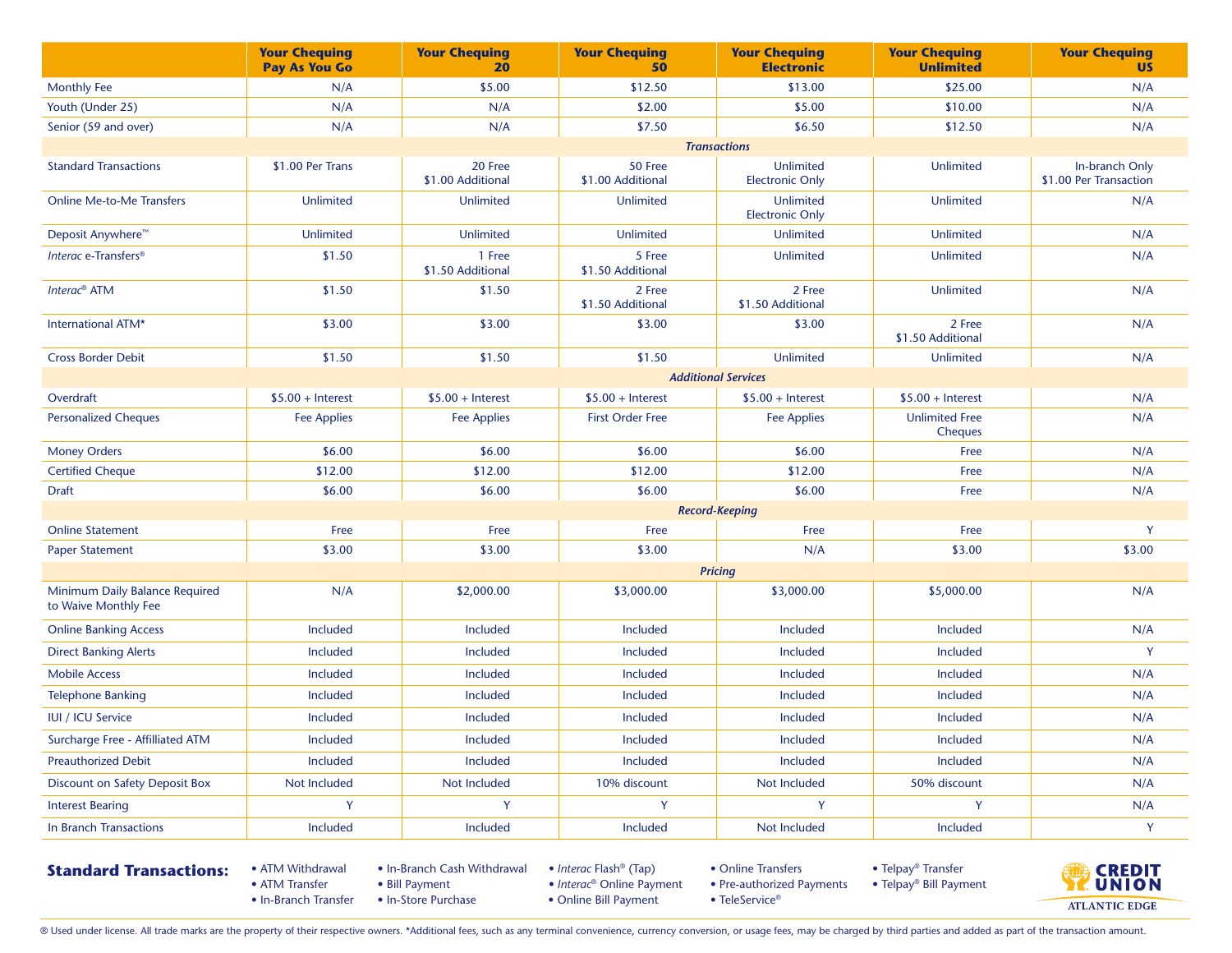| | Your Chequing Pay As You Go | Your Chequing 20 | Your Chequing 50 | Your Chequing Electronic | Your Chequing Unlimited | Your Chequing US |
|---|---|---|---|---|---|---|
| Monthly Fee | N/A | $5.00 | $12.50 | $13.00 | $25.00 | N/A |
| Youth (Under 25) | N/A | N/A | $2.00 | $5.00 | $10.00 | N/A |
| Senior (59 and over) | N/A | N/A | $7.50 | $6.50 | $12.50 | N/A |
| ***Transactions*** | | | | | | |
| Standard Transactions | $1.00 Per Trans | 20 Free $1.00 Additional | 50 Free $1.00 Additional | Unlimited Electronic Only | Unlimited | In-branch Only $1.00 Per Transaction |
| Online Me-to-Me Transfers | Unlimited | Unlimited | Unlimited | Unlimited Electronic Only | Unlimited | N/A |
| Deposit Anywhere™ | Unlimited | Unlimited | Unlimited | Unlimited | Unlimited | N/A |
| *Interac* e-Transfers® | $1.50 | 1 Free $1.50 Additional | 5 Free $1.50 Additional | Unlimited | Unlimited | N/A |
| *Interac*® ATM | $1.50 | $1.50 | 2 Free $1.50 Additional | 2 Free $1.50 Additional | Unlimited | N/A |
| International ATM* | $3.00 | $3.00 | $3.00 | $3.00 | 2 Free $1.50 Additional | N/A |
| Cross Border Debit | $1.50 | $1.50 | $1.50 | Unlimited | Unlimited | N/A |
| ***Additional Services*** | | | | | | |
| Overdraft | $5.00 + Interest | $5.00 + Interest | $5.00 + Interest | $5.00 + Interest | $5.00 + Interest | N/A |
| Personalized Cheques | Fee Applies | Fee Applies | First Order Free | Fee Applies | Unlimited Free Cheques | N/A |
| Money Orders | $6.00 | $6.00 | $6.00 | $6.00 | Free | N/A |
| Certified Cheque | $12.00 | $12.00 | $12.00 | $12.00 | Free | N/A |
| Draft | $6.00 | $6.00 | $6.00 | $6.00 | Free | N/A |
| ***Record-Keeping*** | | | | | | |
| Online Statement | Free | Free | Free | Free | Free | Y |
| Paper Statement | $3.00 | $3.00 | $3.00 | N/A | $3.00 | $3.00 |
| ***Pricing*** | | | | | | |
| Minimum Daily Balance Required to Waive Monthly Fee | N/A | $2,000.00 | $3,000.00 | $3,000.00 | $5,000.00 | N/A |
| Online Banking Access | Included | Included | Included | Included | Included | N/A |
| Direct Banking Alerts | Included | Included | Included | Included | Included | Y |
| Mobile Access | Included | Included | Included | Included | Included | N/A |
| Telephone Banking | Included | Included | Included | Included | Included | N/A |
| IUI / ICU Service | Included | Included | Included | Included | Included | N/A |
| Surcharge Free - Affilliated ATM | Included | Included | Included | Included | Included | N/A |
| Preauthorized Debit | Included | Included | Included | Included | Included | N/A |
| Discount on Safety Deposit Box | Not Included | Not Included | 10% discount | Not Included | 50% discount | N/A |
| Interest Bearing | Y | Y | Y | Y | Y | N/A |
| In Branch Transactions | Included | Included | Included | Not Included | Included | Y |

**Standard Transactions:**

- ATM Withdrawal
- ATM Transfer
- In-Branch Transfer
- In-Branch Cash Withdrawal
- Bill Payment
- In-Store Purchase
- *Interac* Flash® (Tap)
- *Interac*® Online Payment
- Online Bill Payment
- Online Transfers
- Pre-authorized Payments
- TeleService®
- Telpay® Transfer
- Telpay® Bill Payment

CREDIT UNION
ATLANTIC EDGE

® Used under license. All trade marks are the property of their respective owners. *Additional fees, such as any terminal convenience, currency conversion, or usage fees, may be charged by third parties and added as part of the transaction amount.